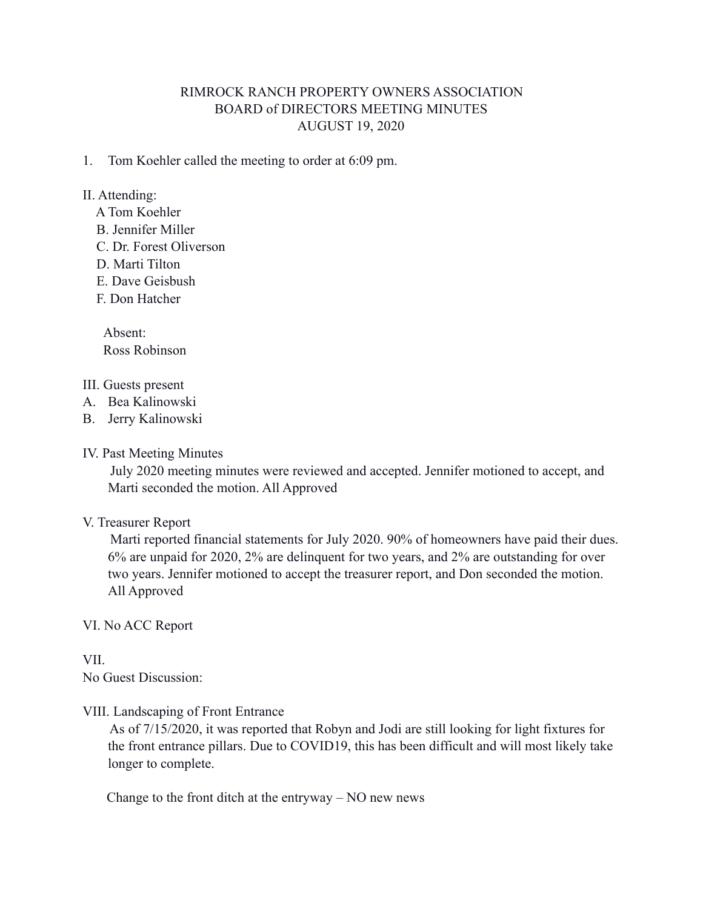# RIMROCK RANCH PROPERTY OWNERS ASSOCIATION
## BOARD of DIRECTORS MEETING MINUTES
### AUGUST 19, 2020

1. Tom Koehler called the meeting to order at 6:09 pm.

II. Attending:

A Tom Koehler
B. Jennifer Miller
C. Dr. Forest Oliverson
D. Marti Tilton
E. Dave Geisbush
F. Don Hatcher

Absent:
Ross Robinson

III. Guests present

A. Bea Kalinowski
B. Jerry Kalinowski

IV. Past Meeting Minutes

July 2020 meeting minutes were reviewed and accepted. Jennifer motioned to accept, and Marti seconded the motion. All Approved

V. Treasurer Report

Marti reported financial statements for July 2020. 90% of homeowners have paid their dues. 6% are unpaid for 2020, 2% are delinquent for two years, and 2% are outstanding for over two years. Jennifer motioned to accept the treasurer report, and Don seconded the motion. All Approved

VI. No ACC Report

VII.
No Guest Discussion:

VIII. Landscaping of Front Entrance

As of 7/15/2020, it was reported that Robyn and Jodi are still looking for light fixtures for the front entrance pillars. Due to COVID19, this has been difficult and will most likely take longer to complete.

Change to the front ditch at the entryway – NO new news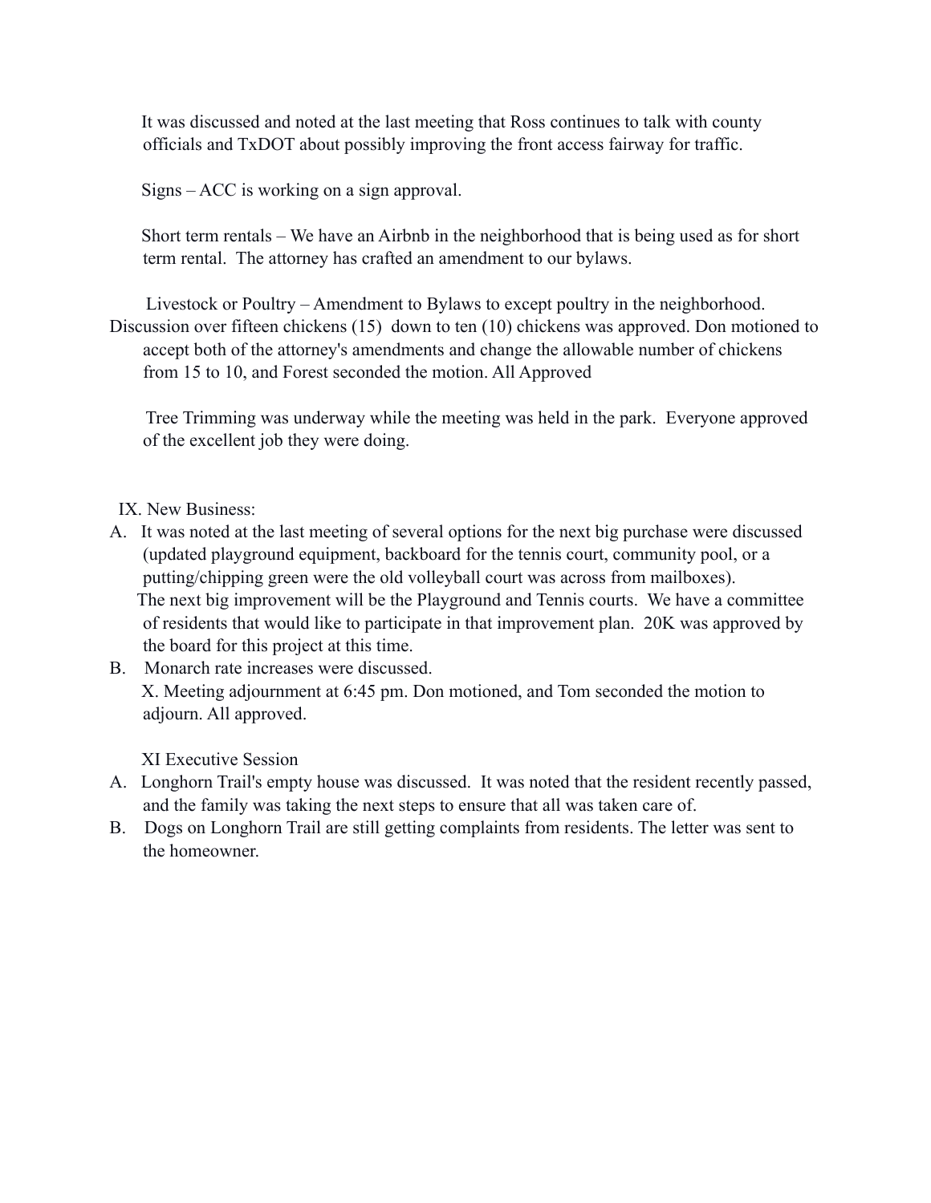It was discussed and noted at the last meeting that Ross continues to talk with county officials and TxDOT about possibly improving the front access fairway for traffic.

Signs – ACC is working on a sign approval.

Short term rentals – We have an Airbnb in the neighborhood that is being used as for short term rental. The attorney has crafted an amendment to our bylaws.

Livestock or Poultry – Amendment to Bylaws to except poultry in the neighborhood. Discussion over fifteen chickens (15) down to ten (10) chickens was approved. Don motioned to accept both of the attorney's amendments and change the allowable number of chickens from 15 to 10, and Forest seconded the motion. All Approved

Tree Trimming was underway while the meeting was held in the park. Everyone approved of the excellent job they were doing.

IX. New Business:

A. It was noted at the last meeting of several options for the next big purchase were discussed (updated playground equipment, backboard for the tennis court, community pool, or a putting/chipping green were the old volleyball court was across from mailboxes).
   The next big improvement will be the Playground and Tennis courts. We have a committee of residents that would like to participate in that improvement plan. 20K was approved by the board for this project at this time.
B. Monarch rate increases were discussed.

X. Meeting adjournment at 6:45 pm. Don motioned, and Tom seconded the motion to adjourn. All approved.

XI Executive Session

A. Longhorn Trail's empty house was discussed. It was noted that the resident recently passed, and the family was taking the next steps to ensure that all was taken care of.
B. Dogs on Longhorn Trail are still getting complaints from residents. The letter was sent to the homeowner.